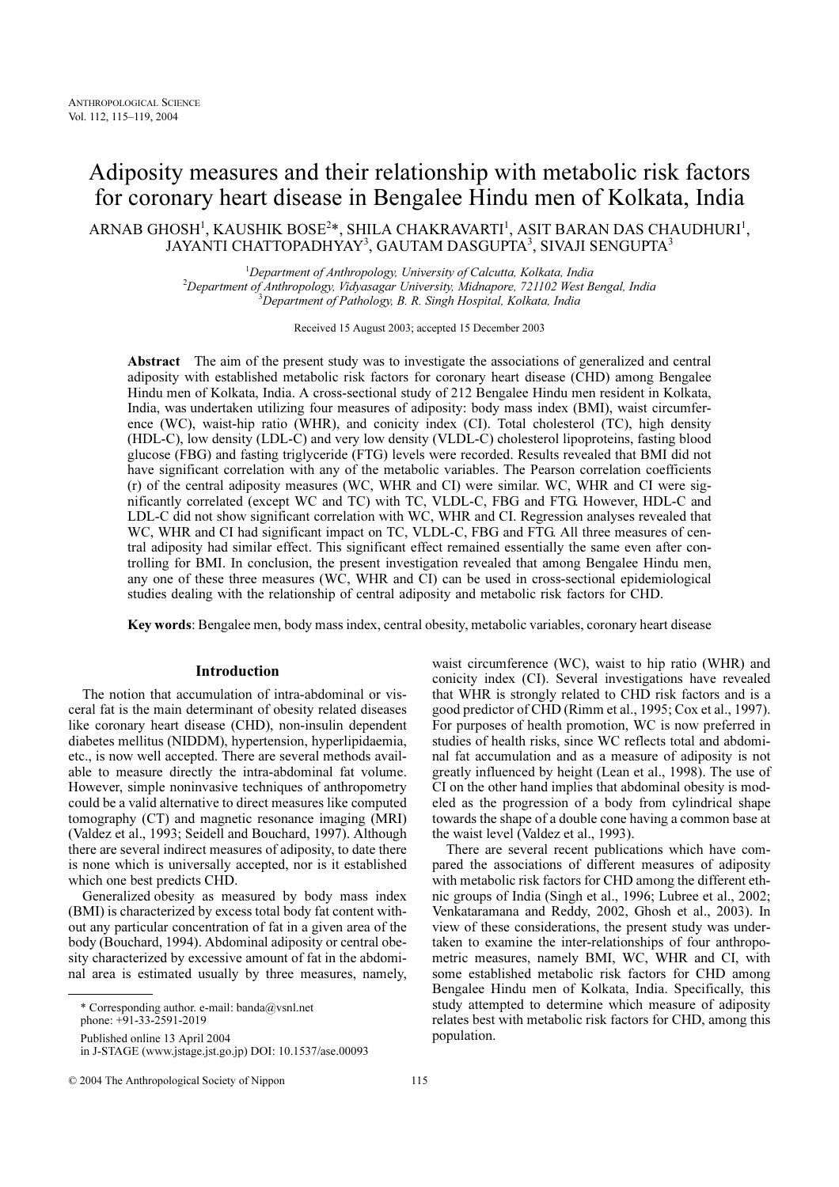# Adiposity measures and their relationship with metabolic risk factors for coronary heart disease in Bengalee Hindu men of Kolkata, India

ARNAB GHOSH[1], KAUSHIK BOSE[2]*, SHILA CHAKRAVARTI[1], ASIT BARAN DAS CHAUDHURI[1], JAYANTI CHATTOPADHYAY[3], GAUTAM DASGUPTA[3], SIVAJI SENGUPTA[3]

[1]*Department of Anthropology, University of Calcutta, Kolkata, India*
[2]*Department of Anthropology, Vidyasagar University, Midnapore, 721102 West Bengal, India*
[3]*Department of Pathology, B. R. Singh Hospital, Kolkata, India*

Received 15 August 2003; accepted 15 December 2003

**Abstract** The aim of the present study was to investigate the associations of generalized and central adiposity with established metabolic risk factors for coronary heart disease (CHD) among Bengalee Hindu men of Kolkata, India. A cross-sectional study of 212 Bengalee Hindu men resident in Kolkata, India, was undertaken utilizing four measures of adiposity: body mass index (BMI), waist circumference (WC), waist-hip ratio (WHR), and conicity index (CI). Total cholesterol (TC), high density (HDL-C), low density (LDL-C) and very low density (VLDL-C) cholesterol lipoproteins, fasting blood glucose (FBG) and fasting triglyceride (FTG) levels were recorded. Results revealed that BMI did not have significant correlation with any of the metabolic variables. The Pearson correlation coefficients (r) of the central adiposity measures (WC, WHR and CI) were similar. WC, WHR and CI were significantly correlated (except WC and TC) with TC, VLDL-C, FBG and FTG. However, HDL-C and LDL-C did not show significant correlation with WC, WHR and CI. Regression analyses revealed that WC, WHR and CI had significant impact on TC, VLDL-C, FBG and FTG. All three measures of central adiposity had similar effect. This significant effect remained essentially the same even after controlling for BMI. In conclusion, the present investigation revealed that among Bengalee Hindu men, any one of these three measures (WC, WHR and CI) can be used in cross-sectional epidemiological studies dealing with the relationship of central adiposity and metabolic risk factors for CHD.

**Key words**: Bengalee men, body mass index, central obesity, metabolic variables, coronary heart disease

## Introduction

The notion that accumulation of intra-abdominal or visceral fat is the main determinant of obesity related diseases like coronary heart disease (CHD), non-insulin dependent diabetes mellitus (NIDDM), hypertension, hyperlipidaemia, etc., is now well accepted. There are several methods available to measure directly the intra-abdominal fat volume. However, simple noninvasive techniques of anthropometry could be a valid alternative to direct measures like computed tomography (CT) and magnetic resonance imaging (MRI) (Valdez et al., 1993; Seidell and Bouchard, 1997). Although there are several indirect measures of adiposity, to date there is none which is universally accepted, nor is it established which one best predicts CHD.

Generalized obesity as measured by body mass index (BMI) is characterized by excess total body fat content without any particular concentration of fat in a given area of the body (Bouchard, 1994). Abdominal adiposity or central obesity characterized by excessive amount of fat in the abdominal area is estimated usually by three measures, namely, waist circumference (WC), waist to hip ratio (WHR) and conicity index (CI). Several investigations have revealed that WHR is strongly related to CHD risk factors and is a good predictor of CHD (Rimm et al., 1995; Cox et al., 1997). For purposes of health promotion, WC is now preferred in studies of health risks, since WC reflects total and abdominal fat accumulation and as a measure of adiposity is not greatly influenced by height (Lean et al., 1998). The use of CI on the other hand implies that abdominal obesity is modeled as the progression of a body from cylindrical shape towards the shape of a double cone having a common base at the waist level (Valdez et al., 1993).

There are several recent publications which have compared the associations of different measures of adiposity with metabolic risk factors for CHD among the different ethnic groups of India (Singh et al., 1996; Lubree et al., 2002; Venkataramana and Reddy, 2002, Ghosh et al., 2003). In view of these considerations, the present study was undertaken to examine the inter-relationships of four anthropometric measures, namely BMI, WC, WHR and CI, with some established metabolic risk factors for CHD among Bengalee Hindu men of Kolkata, India. Specifically, this study attempted to determine which measure of adiposity relates best with metabolic risk factors for CHD, among this population.

---

\* Corresponding author. e-mail: banda@vsnl.net
phone: +91-33-2591-2019

Published online 13 April 2004
in J-STAGE (www.jstage.jst.go.jp) DOI: 10.1537/ase.00093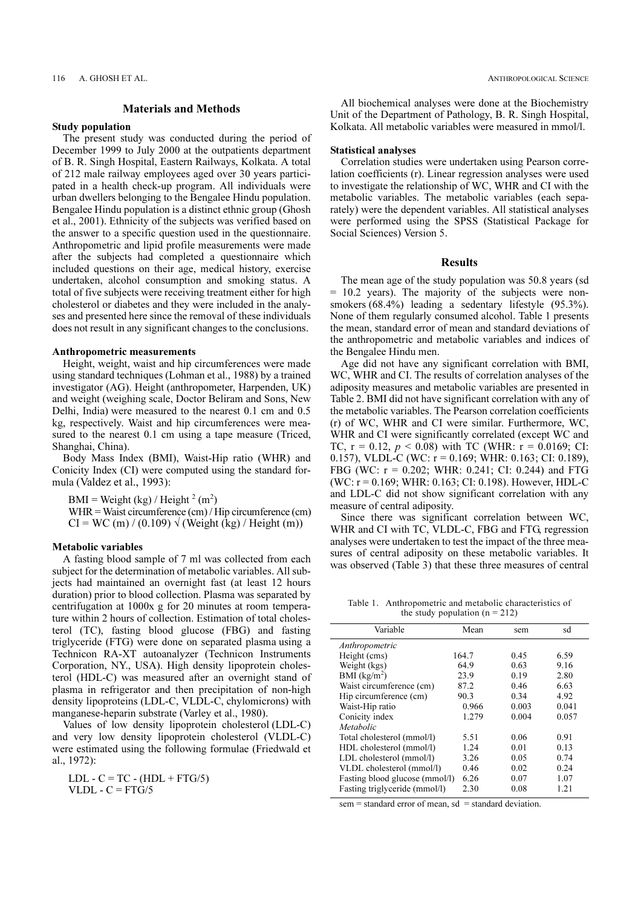## Materials and Methods

### Study population

The present study was conducted during the period of December 1999 to July 2000 at the outpatients department of B. R. Singh Hospital, Eastern Railways, Kolkata. A total of 212 male railway employees aged over 30 years participated in a health check-up program. All individuals were urban dwellers belonging to the Bengalee Hindu population. Bengalee Hindu population is a distinct ethnic group (Ghosh et al., 2001). Ethnicity of the subjects was verified based on the answer to a specific question used in the questionnaire. Anthropometric and lipid profile measurements were made after the subjects had completed a questionnaire which included questions on their age, medical history, exercise undertaken, alcohol consumption and smoking status. A total of five subjects were receiving treatment either for high cholesterol or diabetes and they were included in the analyses and presented here since the removal of these individuals does not result in any significant changes to the conclusions.

### Anthropometric measurements

Height, weight, waist and hip circumferences were made using standard techniques (Lohman et al., 1988) by a trained investigator (AG). Height (anthropometer, Harpenden, UK) and weight (weighing scale, Doctor Beliram and Sons, New Delhi, India) were measured to the nearest 0.1 cm and 0.5 kg, respectively. Waist and hip circumferences were measured to the nearest 0.1 cm using a tape measure (Triced, Shanghai, China).

Body Mass Index (BMI), Waist-Hip ratio (WHR) and Conicity Index (CI) were computed using the standard formula (Valdez et al., 1993):

$$\text{BMI} = \text{Weight (kg)} / \text{Height}^2\ (\text{m}^2)$$

$$\text{WHR} = \text{Waist circumference (cm)} / \text{Hip circumference (cm)}$$

$$\text{CI} = \text{WC (m)} / (0.109)\sqrt{(\text{Weight (kg)} / \text{Height (m)})}$$

### Metabolic variables

A fasting blood sample of 7 ml was collected from each subject for the determination of metabolic variables. All subjects had maintained an overnight fast (at least 12 hours duration) prior to blood collection. Plasma was separated by centrifugation at 1000x g for 20 minutes at room temperature within 2 hours of collection. Estimation of total cholesterol (TC), fasting blood glucose (FBG) and fasting triglyceride (FTG) were done on separated plasma using a Technicon RA-XT autoanalyzer (Technicon Instruments Corporation, NY., USA). High density lipoprotein cholesterol (HDL-C) was measured after an overnight stand of plasma in refrigerator and then precipitation of non-high density lipoproteins (LDL-C, VLDL-C, chylomicrons) with manganese-heparin substrate (Varley et al., 1980).

Values of low density lipoprotein cholesterol (LDL-C) and very low density lipoprotein cholesterol (VLDL-C) were estimated using the following formulae (Friedwald et al., 1972):

$$\text{LDL-C} = \text{TC} - (\text{HDL} + \text{FTG}/5)$$

$$\text{VLDL-C} = \text{FTG}/5$$

All biochemical analyses were done at the Biochemistry Unit of the Department of Pathology, B. R. Singh Hospital, Kolkata. All metabolic variables were measured in mmol/l.

### Statistical analyses

Correlation studies were undertaken using Pearson correlation coefficients (r). Linear regression analyses were used to investigate the relationship of WC, WHR and CI with the metabolic variables. The metabolic variables (each separately) were the dependent variables. All statistical analyses were performed using the SPSS (Statistical Package for Social Sciences) Version 5.

## Results

The mean age of the study population was 50.8 years (sd = 10.2 years). The majority of the subjects were nonsmokers (68.4%) leading a sedentary lifestyle (95.3%). None of them regularly consumed alcohol. Table 1 presents the mean, standard error of mean and standard deviations of the anthropometric and metabolic variables and indices of the Bengalee Hindu men.

Age did not have any significant correlation with BMI, WC, WHR and CI. The results of correlation analyses of the adiposity measures and metabolic variables are presented in Table 2. BMI did not have significant correlation with any of the metabolic variables. The Pearson correlation coefficients (r) of WC, WHR and CI were similar. Furthermore, WC, WHR and CI were significantly correlated (except WC and TC, $r = 0.12$, $p < 0.08$) with TC (WHR: $r = 0.0169$; CI: 0.157), VLDL-C (WC: $r = 0.169$; WHR: 0.163; CI: 0.189), FBG (WC: $r = 0.202$; WHR: 0.241; CI: 0.244) and FTG (WC: $r = 0.169$; WHR: 0.163; CI: 0.198). However, HDL-C and LDL-C did not show significant correlation with any measure of central adiposity.

Since there was significant correlation between WC, WHR and CI with TC, VLDL-C, FBG and FTG, regression analyses were undertaken to test the impact of the three measures of central adiposity on these metabolic variables. It was observed (Table 3) that these three measures of central

Table 1. Anthropometric and metabolic characteristics of the study population (n = 212)

| Variable | Mean | sem | sd |
|---|---|---|---|
| *Anthropometric* | | | |
| Height (cms) | 164.7 | 0.45 | 6.59 |
| Weight (kgs) | 64.9 | 0.63 | 9.16 |
| BMI (kg/m$^2$) | 23.9 | 0.19 | 2.80 |
| Waist circumference (cm) | 87.2 | 0.46 | 6.63 |
| Hip circumference (cm) | 90.3 | 0.34 | 4.92 |
| Waist-Hip ratio | 0.966 | 0.003 | 0.041 |
| Conicity index | 1.279 | 0.004 | 0.057 |
| *Metabolic* | | | |
| Total cholesterol (mmol/l) | 5.51 | 0.06 | 0.91 |
| HDL cholesterol (mmol/l) | 1.24 | 0.01 | 0.13 |
| LDL cholesterol (mmol/l) | 3.26 | 0.05 | 0.74 |
| VLDL cholesterol (mmol/l) | 0.46 | 0.02 | 0.24 |
| Fasting blood glucose (mmol/l) | 6.26 | 0.07 | 1.07 |
| Fasting triglyceride (mmol/l) | 2.30 | 0.08 | 1.21 |

sem = standard error of mean, sd = standard deviation.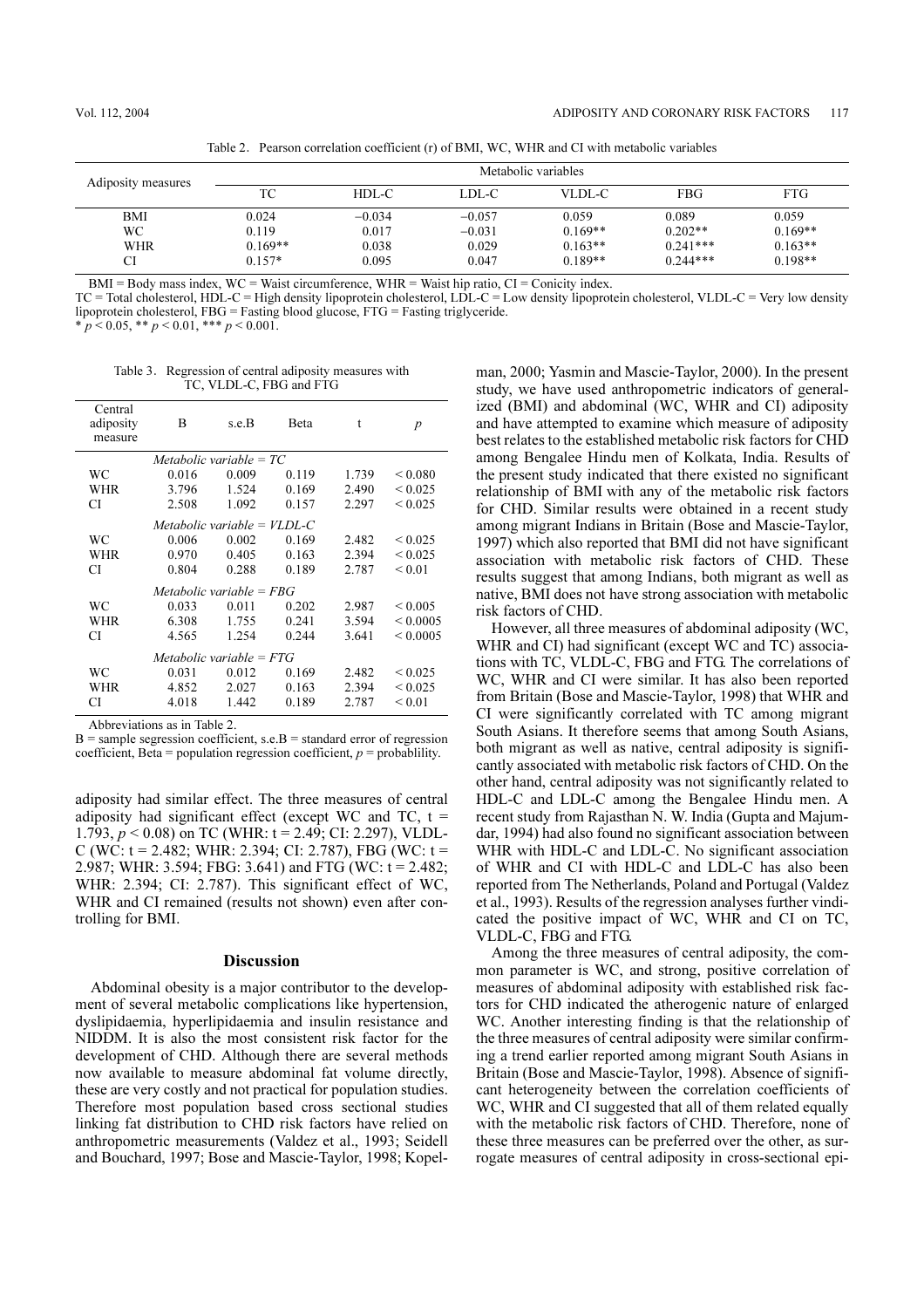Table 2. Pearson correlation coefficient (r) of BMI, WC, WHR and CI with metabolic variables

| Adiposity measures | Metabolic variables | | | | | |
|---|---|---|---|---|---|---|
| | TC | HDL-C | LDL-C | VLDL-C | FBG | FTG |
| BMI | 0.024 | −0.034 | −0.057 | 0.059 | 0.089 | 0.059 |
| WC | 0.119 | 0.017 | −0.031 | 0.169** | 0.202** | 0.169** |
| WHR | 0.169** | 0.038 | 0.029 | 0.163** | 0.241*** | 0.163** |
| CI | 0.157* | 0.095 | 0.047 | 0.189** | 0.244*** | 0.198** |

BMI = Body mass index, WC = Waist circumference, WHR = Waist hip ratio, CI = Conicity index.
TC = Total cholesterol, HDL-C = High density lipoprotein cholesterol, LDL-C = Low density lipoprotein cholesterol, VLDL-C = Very low density lipoprotein cholesterol, FBG = Fasting blood glucose, FTG = Fasting triglyceride.
* $p < 0.05$, ** $p < 0.01$, *** $p < 0.001$.

Table 3. Regression of central adiposity measures with TC, VLDL-C, FBG and FTG

| Central adiposity measure | B | s.e.B | Beta | t | $p$ |
|---|---|---|---|---|---|
| *Metabolic variable = TC* | | | | | |
| WC | 0.016 | 0.009 | 0.119 | 1.739 | < 0.080 |
| WHR | 3.796 | 1.524 | 0.169 | 2.490 | < 0.025 |
| CI | 2.508 | 1.092 | 0.157 | 2.297 | < 0.025 |
| *Metabolic variable = VLDL-C* | | | | | |
| WC | 0.006 | 0.002 | 0.169 | 2.482 | < 0.025 |
| WHR | 0.970 | 0.405 | 0.163 | 2.394 | < 0.025 |
| CI | 0.804 | 0.288 | 0.189 | 2.787 | < 0.01 |
| *Metabolic variable = FBG* | | | | | |
| WC | 0.033 | 0.011 | 0.202 | 2.987 | < 0.005 |
| WHR | 6.308 | 1.755 | 0.241 | 3.594 | < 0.0005 |
| CI | 4.565 | 1.254 | 0.244 | 3.641 | < 0.0005 |
| *Metabolic variable = FTG* | | | | | |
| WC | 0.031 | 0.012 | 0.169 | 2.482 | < 0.025 |
| WHR | 4.852 | 2.027 | 0.163 | 2.394 | < 0.025 |
| CI | 4.018 | 1.442 | 0.189 | 2.787 | < 0.01 |

Abbreviations as in Table 2.
B = sample segression coefficient, s.e.B = standard error of regression coefficient, Beta = population regression coefficient, $p$ = probablility.

adiposity had similar effect. The three measures of central adiposity had significant effect (except WC and TC, t = 1.793, $p < 0.08$) on TC (WHR: t = 2.49; CI: 2.297), VLDL-C (WC: t = 2.482; WHR: 2.394; CI: 2.787), FBG (WC: t = 2.987; WHR: 3.594; FBG: 3.641) and FTG (WC: t = 2.482; WHR: 2.394; CI: 2.787). This significant effect of WC, WHR and CI remained (results not shown) even after controlling for BMI.

## Discussion

Abdominal obesity is a major contributor to the development of several metabolic complications like hypertension, dyslipidaemia, hyperlipidaemia and insulin resistance and NIDDM. It is also the most consistent risk factor for the development of CHD. Although there are several methods now available to measure abdominal fat volume directly, these are very costly and not practical for population studies. Therefore most population based cross sectional studies linking fat distribution to CHD risk factors have relied on anthropometric measurements (Valdez et al., 1993; Seidell and Bouchard, 1997; Bose and Mascie-Taylor, 1998; Kopelman, 2000; Yasmin and Mascie-Taylor, 2000). In the present study, we have used anthropometric indicators of generalized (BMI) and abdominal (WC, WHR and CI) adiposity and have attempted to examine which measure of adiposity best relates to the established metabolic risk factors for CHD among Bengalee Hindu men of Kolkata, India. Results of the present study indicated that there existed no significant relationship of BMI with any of the metabolic risk factors for CHD. Similar results were obtained in a recent study among migrant Indians in Britain (Bose and Mascie-Taylor, 1997) which also reported that BMI did not have significant association with metabolic risk factors of CHD. These results suggest that among Indians, both migrant as well as native, BMI does not have strong association with metabolic risk factors of CHD.

However, all three measures of abdominal adiposity (WC, WHR and CI) had significant (except WC and TC) associations with TC, VLDL-C, FBG and FTG. The correlations of WC, WHR and CI were similar. It has also been reported from Britain (Bose and Mascie-Taylor, 1998) that WHR and CI were significantly correlated with TC among migrant South Asians. It therefore seems that among South Asians, both migrant as well as native, central adiposity is significantly associated with metabolic risk factors of CHD. On the other hand, central adiposity was not significantly related to HDL-C and LDL-C among the Bengalee Hindu men. A recent study from Rajasthan N. W. India (Gupta and Majumdar, 1994) had also found no significant association between WHR with HDL-C and LDL-C. No significant association of WHR and CI with HDL-C and LDL-C has also been reported from The Netherlands, Poland and Portugal (Valdez et al., 1993). Results of the regression analyses further vindicated the positive impact of WC, WHR and CI on TC, VLDL-C, FBG and FTG.

Among the three measures of central adiposity, the common parameter is WC, and strong, positive correlation of measures of abdominal adiposity with established risk factors for CHD indicated the atherogenic nature of enlarged WC. Another interesting finding is that the relationship of the three measures of central adiposity were similar confirming a trend earlier reported among migrant South Asians in Britain (Bose and Mascie-Taylor, 1998). Absence of significant heterogeneity between the correlation coefficients of WC, WHR and CI suggested that all of them related equally with the metabolic risk factors of CHD. Therefore, none of these three measures can be preferred over the other, as surrogate measures of central adiposity in cross-sectional epi-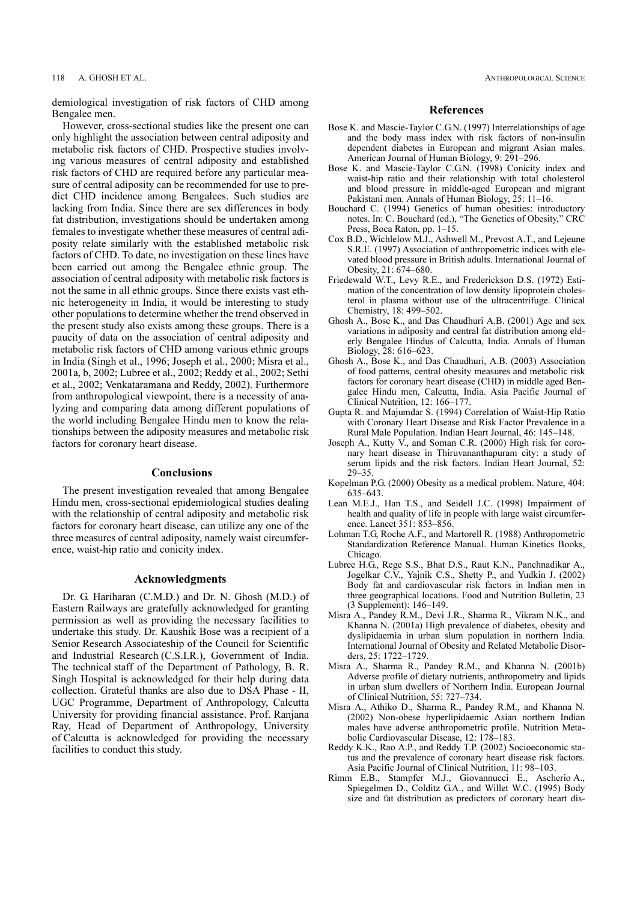demiological investigation of risk factors of CHD among Bengalee men.

However, cross-sectional studies like the present one can only highlight the association between central adiposity and metabolic risk factors of CHD. Prospective studies involving various measures of central adiposity and established risk factors of CHD are required before any particular measure of central adiposity can be recommended for use to predict CHD incidence among Bengalees. Such studies are lacking from India. Since there are sex differences in body fat distribution, investigations should be undertaken among females to investigate whether these measures of central adiposity relate similarly with the established metabolic risk factors of CHD. To date, no investigation on these lines have been carried out among the Bengalee ethnic group. The association of central adiposity with metabolic risk factors is not the same in all ethnic groups. Since there exists vast ethnic heterogeneity in India, it would be interesting to study other populations to determine whether the trend observed in the present study also exists among these groups. There is a paucity of data on the association of central adiposity and metabolic risk factors of CHD among various ethnic groups in India (Singh et al., 1996; Joseph et al., 2000; Misra et al., 2001a, b, 2002; Lubree et al., 2002; Reddy et al., 2002; Sethi et al., 2002; Venkataramana and Reddy, 2002). Furthermore from anthropological viewpoint, there is a necessity of analyzing and comparing data among different populations of the world including Bengalee Hindu men to know the relationships between the adiposity measures and metabolic risk factors for coronary heart disease.

## Conclusions

The present investigation revealed that among Bengalee Hindu men, cross-sectional epidemiological studies dealing with the relationship of central adiposity and metabolic risk factors for coronary heart disease, can utilize any one of the three measures of central adiposity, namely waist circumference, waist-hip ratio and conicity index.

## Acknowledgments

Dr. G. Hariharan (C.M.D.) and Dr. N. Ghosh (M.D.) of Eastern Railways are gratefully acknowledged for granting permission as well as providing the necessary facilities to undertake this study. Dr. Kaushik Bose was a recipient of a Senior Research Associateship of the Council for Scientific and Industrial Research (C.S.I.R.), Government of India. The technical staff of the Department of Pathology, B. R. Singh Hospital is acknowledged for their help during data collection. Grateful thanks are also due to DSA Phase - II, UGC Programme, Department of Anthropology, Calcutta University for providing financial assistance. Prof. Ranjana Ray, Head of Department of Anthropology, University of Calcutta is acknowledged for providing the necessary facilities to conduct this study.

## References

Bose K. and Mascie-Taylor C.G.N. (1997) Interrelationships of age and the body mass index with risk factors of non-insulin dependent diabetes in European and migrant Asian males. American Journal of Human Biology, 9: 291–296.

Bose K. and Mascie-Taylor C.G.N. (1998) Conicity index and waist-hip ratio and their relationship with total cholesterol and blood pressure in middle-aged European and migrant Pakistani men. Annals of Human Biology, 25: 11–16.

Bouchard C. (1994) Genetics of human obesities: introductory notes. In: C. Bouchard (ed.), "The Genetics of Obesity," CRC Press, Boca Raton, pp. 1–15.

Cox B.D., Wichlelow M.J., Ashwell M., Prevost A.T., and Lejeune S.R.E. (1997) Association of anthropometric indices with elevated blood pressure in British adults. International Journal of Obesity, 21: 674–680.

Friedewald W.T., Levy R.E., and Frederickson D.S. (1972) Estimation of the concentration of low density lipoprotein cholesterol in plasma without use of the ultracentrifuge. Clinical Chemistry, 18: 499–502.

Ghosh A., Bose K., and Das Chaudhuri A.B. (2001) Age and sex variations in adiposity and central fat distribution among elderly Bengalee Hindus of Calcutta, India. Annals of Human Biology, 28: 616–623.

Ghosh A., Bose K., and Das Chaudhuri, A.B. (2003) Association of food patterns, central obesity measures and metabolic risk factors for coronary heart disease (CHD) in middle aged Bengalee Hindu men, Calcutta, India. Asia Pacific Journal of Clinical Nutrition, 12: 166–177.

Gupta R. and Majumdar S. (1994) Correlation of Waist-Hip Ratio with Coronary Heart Disease and Risk Factor Prevalence in a Rural Male Population. Indian Heart Journal, 46: 145–148.

Joseph A., Kutty V., and Soman C.R. (2000) High risk for coronary heart disease in Thiruvananthapuram city: a study of serum lipids and the risk factors. Indian Heart Journal, 52: 29–35.

Kopelman P.G. (2000) Obesity as a medical problem. Nature, 404: 635–643.

Lean M.E.J., Han T.S., and Seidell J.C. (1998) Impairment of health and quality of life in people with large waist circumference. Lancet 351: 853–856.

Lohman T.G, Roche A.F., and Martorell R. (1988) Anthropometric Standardization Reference Manual. Human Kinetics Books, Chicago.

Lubree H.G., Rege S.S., Bhat D.S., Raut K.N., Panchnadikar A., Jogelkar C.V., Yajnik C.S., Shetty P., and Yudkin J. (2002) Body fat and cardiovascular risk factors in Indian men in three geographical locations. Food and Nutrition Bulletin, 23 (3 Supplement): 146–149.

Misra A., Pandey R.M., Devi J.R., Sharma R., Vikram N.K., and Khanna N. (2001a) High prevalence of diabetes, obesity and dyslipidaemia in urban slum population in northern India. International Journal of Obesity and Related Metabolic Disorders, 25: 1722–1729.

Misra A., Sharma R., Pandey R.M., and Khanna N. (2001b) Adverse profile of dietary nutrients, anthropometry and lipids in urban slum dwellers of Northern India. European Journal of Clinical Nutrition, 55: 727–734.

Misra A., Athiko D., Sharma R., Pandey R.M., and Khanna N. (2002) Non-obese hyperlipidaemic Asian northern Indian males have adverse anthropometric profile. Nutrition Metabolic Cardiovascular Disease, 12: 178–183.

Reddy K.K., Rao A.P., and Reddy T.P. (2002) Socioeconomic status and the prevalence of coronary heart disease risk factors. Asia Pacific Journal of Clinical Nutrition, 11: 98–103.

Rimm E.B., Stampfer M.J., Giovannucci E., Ascherio A., Spiegelmen D., Colditz G.A., and Willet W.C. (1995) Body size and fat distribution as predictors of coronary heart dis-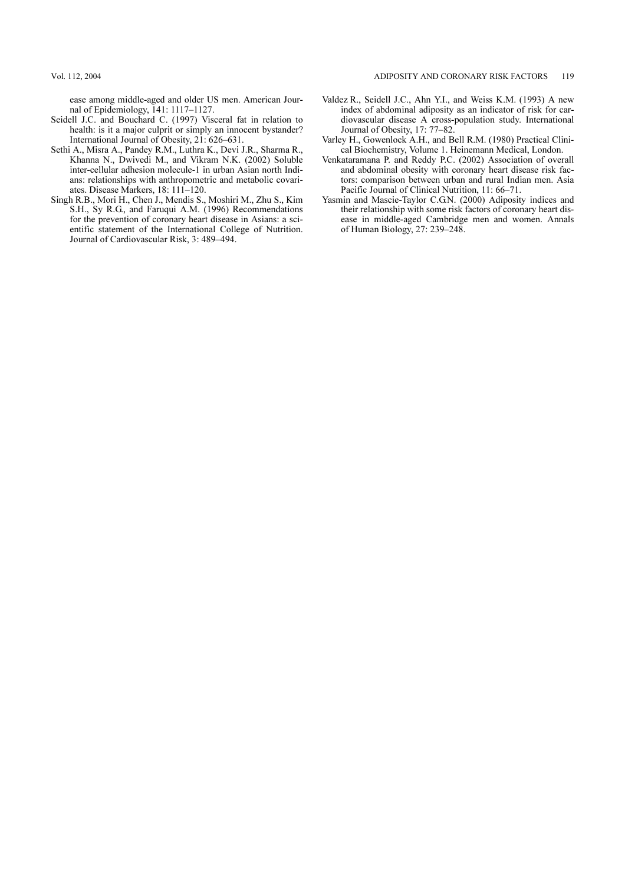ease among middle-aged and older US men. American Journal of Epidemiology, 141: 1117–1127.

Seidell J.C. and Bouchard C. (1997) Visceral fat in relation to health: is it a major culprit or simply an innocent bystander? International Journal of Obesity, 21: 626–631.

Sethi A., Misra A., Pandey R.M., Luthra K., Devi J.R., Sharma R., Khanna N., Dwivedi M., and Vikram N.K. (2002) Soluble inter-cellular adhesion molecule-1 in urban Asian north Indians: relationships with anthropometric and metabolic covariates. Disease Markers, 18: 111–120.

Singh R.B., Mori H., Chen J., Mendis S., Moshiri M., Zhu S., Kim S.H., Sy R.G., and Faruqui A.M. (1996) Recommendations for the prevention of coronary heart disease in Asians: a scientific statement of the International College of Nutrition. Journal of Cardiovascular Risk, 3: 489–494.

Valdez R., Seidell J.C., Ahn Y.I., and Weiss K.M. (1993) A new index of abdominal adiposity as an indicator of risk for cardiovascular disease A cross-population study. International Journal of Obesity, 17: 77–82.

Varley H., Gowenlock A.H., and Bell R.M. (1980) Practical Clinical Biochemistry, Volume 1. Heinemann Medical, London.

Venkataramana P. and Reddy P.C. (2002) Association of overall and abdominal obesity with coronary heart disease risk factors: comparison between urban and rural Indian men. Asia Pacific Journal of Clinical Nutrition, 11: 66–71.

Yasmin and Mascie-Taylor C.G.N. (2000) Adiposity indices and their relationship with some risk factors of coronary heart disease in middle-aged Cambridge men and women. Annals of Human Biology, 27: 239–248.